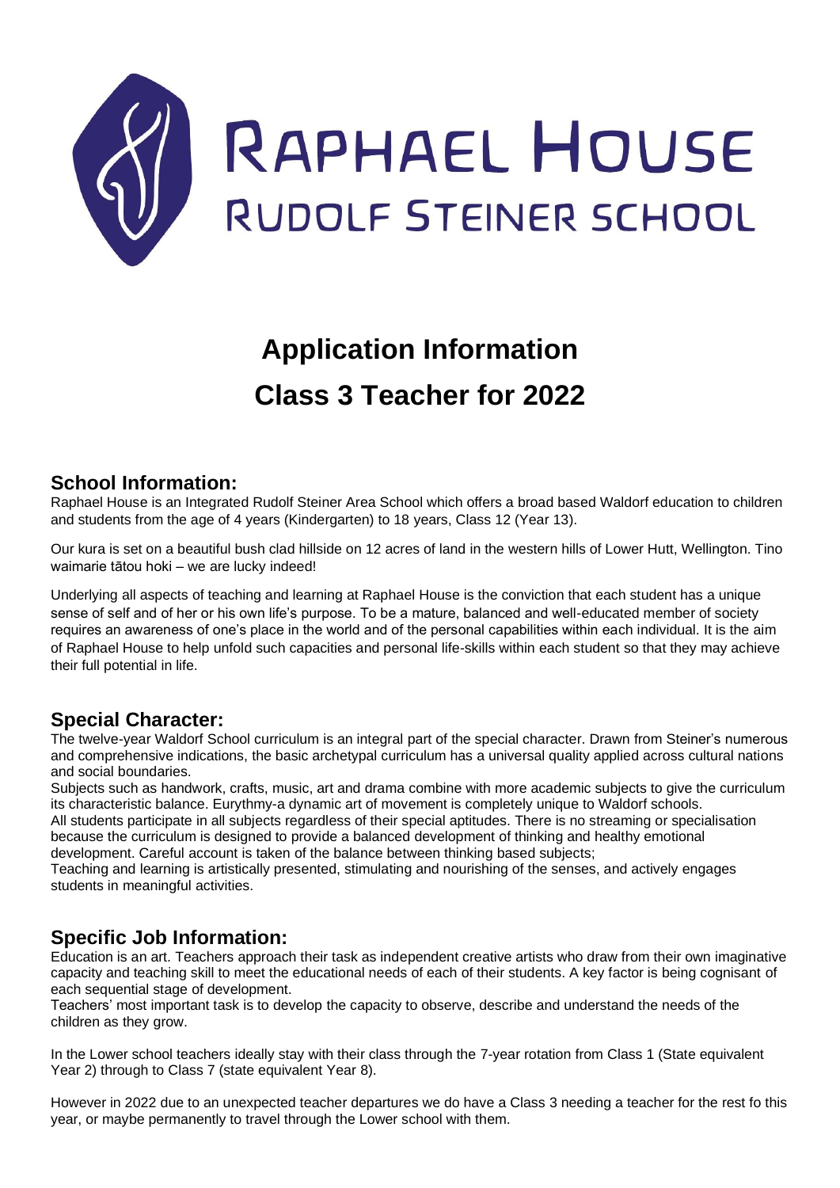# RAPHAEL HOUSE
## RUDOLF STEINER SCHOOL

# Application Information
# Class 3 Teacher for 2022

## School Information:

Raphael House is an Integrated Rudolf Steiner Area School which offers a broad based Waldorf education to children and students from the age of 4 years (Kindergarten) to 18 years, Class 12 (Year 13).

Our kura is set on a beautiful bush clad hillside on 12 acres of land in the western hills of Lower Hutt, Wellington. Tino waimarie tātou hoki – we are lucky indeed!

Underlying all aspects of teaching and learning at Raphael House is the conviction that each student has a unique sense of self and of her or his own life's purpose. To be a mature, balanced and well-educated member of society requires an awareness of one's place in the world and of the personal capabilities within each individual. It is the aim of Raphael House to help unfold such capacities and personal life-skills within each student so that they may achieve their full potential in life.

## Special Character:

The twelve-year Waldorf School curriculum is an integral part of the special character. Drawn from Steiner's numerous and comprehensive indications, the basic archetypal curriculum has a universal quality applied across cultural nations and social boundaries.

Subjects such as handwork, crafts, music, art and drama combine with more academic subjects to give the curriculum its characteristic balance. Eurythmy-a dynamic art of movement is completely unique to Waldorf schools.

All students participate in all subjects regardless of their special aptitudes. There is no streaming or specialisation because the curriculum is designed to provide a balanced development of thinking and healthy emotional development. Careful account is taken of the balance between thinking based subjects;

Teaching and learning is artistically presented, stimulating and nourishing of the senses, and actively engages students in meaningful activities.

## Specific Job Information:

Education is an art. Teachers approach their task as independent creative artists who draw from their own imaginative capacity and teaching skill to meet the educational needs of each of their students. A key factor is being cognisant of each sequential stage of development.

Teachers' most important task is to develop the capacity to observe, describe and understand the needs of the children as they grow.

In the Lower school teachers ideally stay with their class through the 7-year rotation from Class 1 (State equivalent Year 2) through to Class 7 (state equivalent Year 8).

However in 2022 due to an unexpected teacher departures we do have a Class 3 needing a teacher for the rest fo this year, or maybe permanently to travel through the Lower school with them.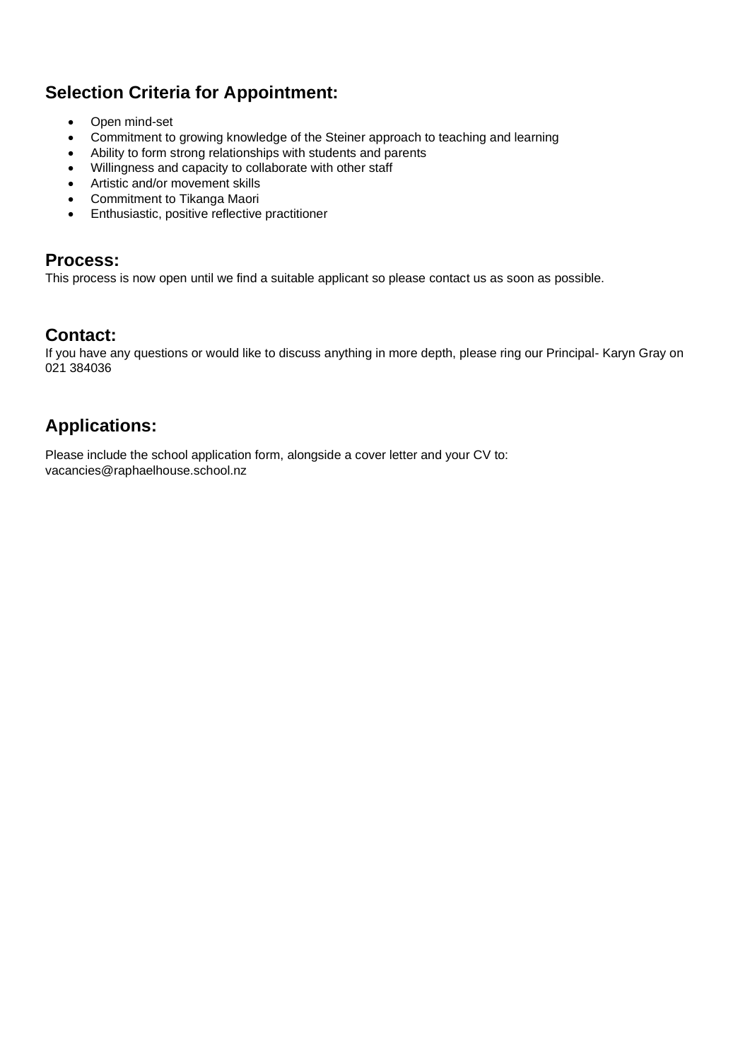## Selection Criteria for Appointment:

- Open mind-set
- Commitment to growing knowledge of the Steiner approach to teaching and learning
- Ability to form strong relationships with students and parents
- Willingness and capacity to collaborate with other staff
- Artistic and/or movement skills
- Commitment to Tikanga Maori
- Enthusiastic, positive reflective practitioner

## Process:

This process is now open until we find a suitable applicant so please contact us as soon as possible.

## Contact:

If you have any questions or would like to discuss anything in more depth, please ring our Principal- Karyn Gray on 021 384036

## Applications:

Please include the school application form, alongside a cover letter and your CV to:
vacancies@raphaelhouse.school.nz